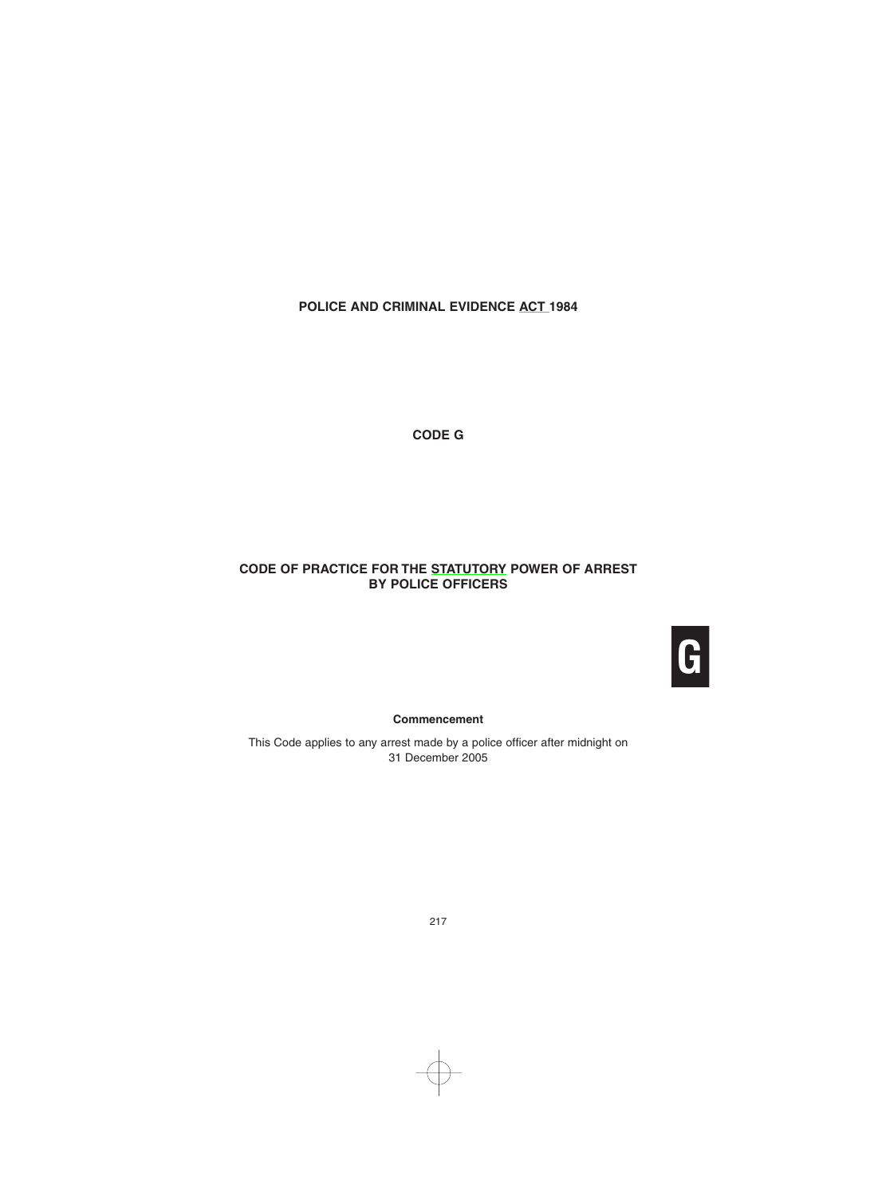# POLICE AND CRIMINAL EVIDENCE ACT 1984

## CODE G

## CODE OF PRACTICE FOR THE STATUTORY POWER OF ARREST BY POLICE OFFICERS

G

**Commencement**

This Code applies to any arrest made by a police officer after midnight on 31 December 2005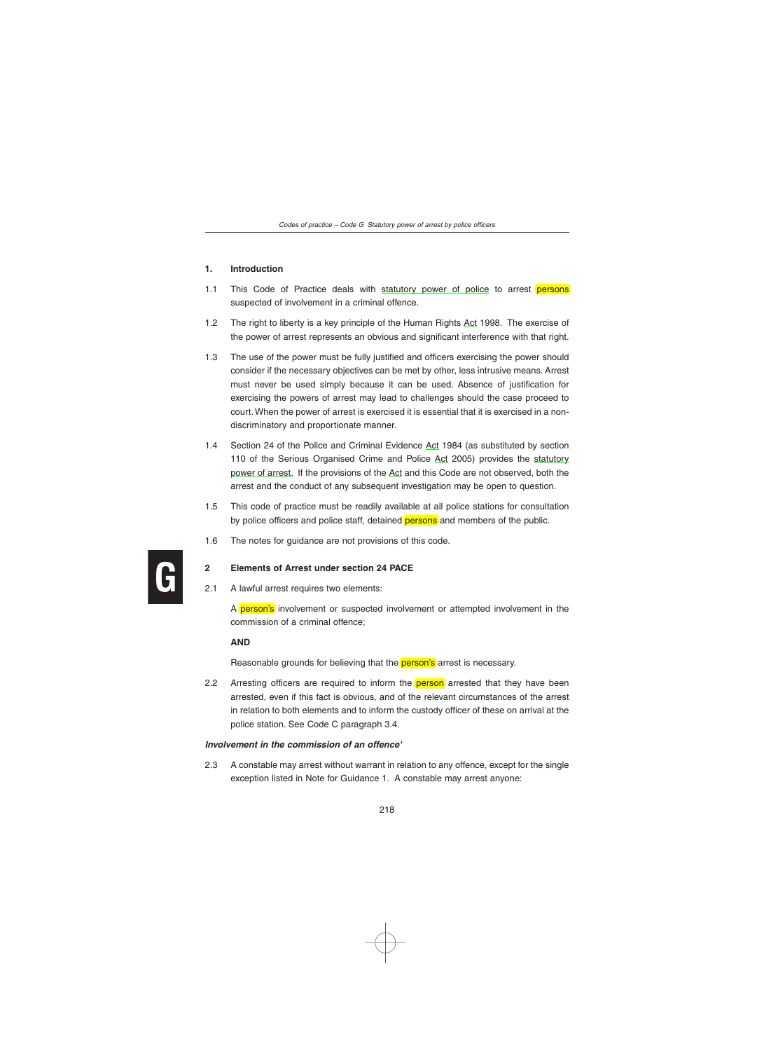## 1. Introduction

1.1 This Code of Practice deals with statutory power of police to arrest persons suspected of involvement in a criminal offence.

1.2 The right to liberty is a key principle of the Human Rights Act 1998. The exercise of the power of arrest represents an obvious and significant interference with that right.

1.3 The use of the power must be fully justified and officers exercising the power should consider if the necessary objectives can be met by other, less intrusive means. Arrest must never be used simply because it can be used. Absence of justification for exercising the powers of arrest may lead to challenges should the case proceed to court. When the power of arrest is exercised it is essential that it is exercised in a non-discriminatory and proportionate manner.

1.4 Section 24 of the Police and Criminal Evidence Act 1984 (as substituted by section 110 of the Serious Organised Crime and Police Act 2005) provides the statutory power of arrest. If the provisions of the Act and this Code are not observed, both the arrest and the conduct of any subsequent investigation may be open to question.

1.5 This code of practice must be readily available at all police stations for consultation by police officers and police staff, detained persons and members of the public.

1.6 The notes for guidance are not provisions of this code.

## 2 Elements of Arrest under section 24 PACE

2.1 A lawful arrest requires two elements:

A person's involvement or suspected involvement or attempted involvement in the commission of a criminal offence;

**AND**

Reasonable grounds for believing that the person's arrest is necessary.

2.2 Arresting officers are required to inform the person arrested that they have been arrested, even if this fact is obvious, and of the relevant circumstances of the arrest in relation to both elements and to inform the custody officer of these on arrival at the police station. See Code C paragraph 3.4.

***Involvement in the commission of an offence'***

2.3 A constable may arrest without warrant in relation to any offence, except for the single exception listed in Note for Guidance 1. A constable may arrest anyone: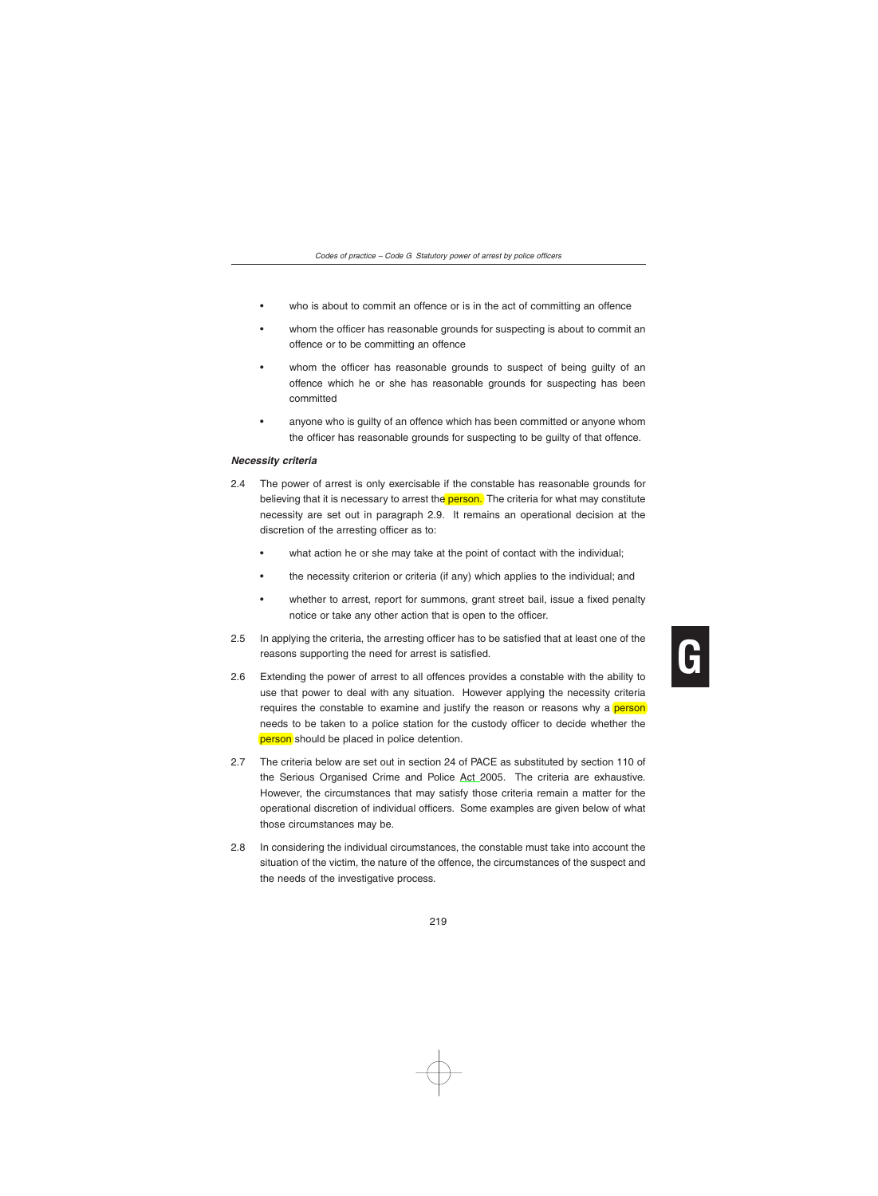- who is about to commit an offence or is in the act of committing an offence
- whom the officer has reasonable grounds for suspecting is about to commit an offence or to be committing an offence
- whom the officer has reasonable grounds to suspect of being guilty of an offence which he or she has reasonable grounds for suspecting has been committed
- anyone who is guilty of an offence which has been committed or anyone whom the officer has reasonable grounds for suspecting to be guilty of that offence.

### *Necessity criteria*

2.4 The power of arrest is only exercisable if the constable has reasonable grounds for believing that it is necessary to arrest the person. The criteria for what may constitute necessity are set out in paragraph 2.9. It remains an operational decision at the discretion of the arresting officer as to:

- what action he or she may take at the point of contact with the individual;
- the necessity criterion or criteria (if any) which applies to the individual; and
- whether to arrest, report for summons, grant street bail, issue a fixed penalty notice or take any other action that is open to the officer.

2.5 In applying the criteria, the arresting officer has to be satisfied that at least one of the reasons supporting the need for arrest is satisfied.

2.6 Extending the power of arrest to all offences provides a constable with the ability to use that power to deal with any situation. However applying the necessity criteria requires the constable to examine and justify the reason or reasons why a person needs to be taken to a police station for the custody officer to decide whether the person should be placed in police detention.

2.7 The criteria below are set out in section 24 of PACE as substituted by section 110 of the Serious Organised Crime and Police Act 2005. The criteria are exhaustive. However, the circumstances that may satisfy those criteria remain a matter for the operational discretion of individual officers. Some examples are given below of what those circumstances may be.

2.8 In considering the individual circumstances, the constable must take into account the situation of the victim, the nature of the offence, the circumstances of the suspect and the needs of the investigative process.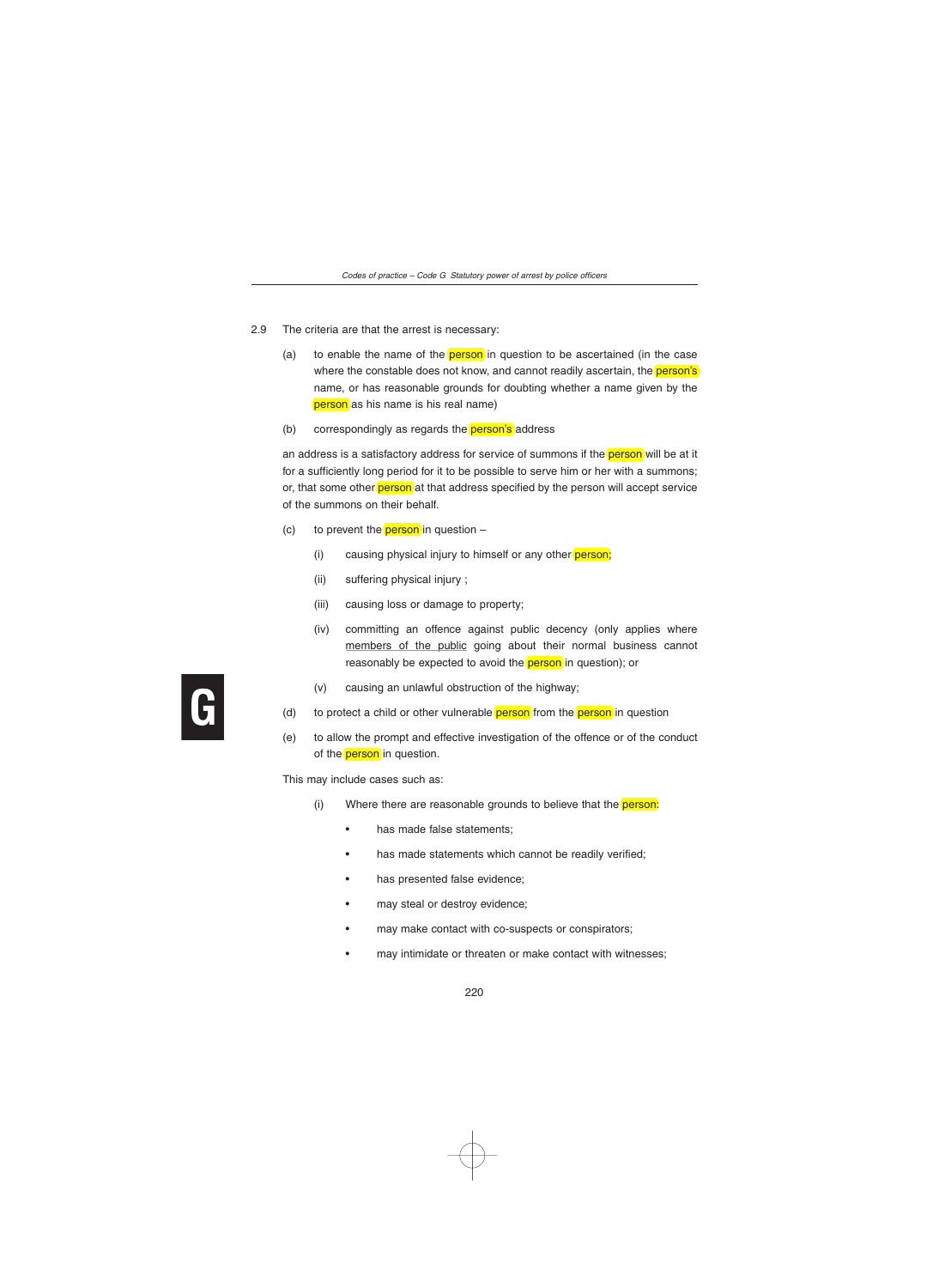2.9 The criteria are that the arrest is necessary:

(a) to enable the name of the person in question to be ascertained (in the case where the constable does not know, and cannot readily ascertain, the person's name, or has reasonable grounds for doubting whether a name given by the person as his name is his real name)

(b) correspondingly as regards the person's address

an address is a satisfactory address for service of summons if the person will be at it for a sufficiently long period for it to be possible to serve him or her with a summons; or, that some other person at that address specified by the person will accept service of the summons on their behalf.

(c) to prevent the person in question –

(i) causing physical injury to himself or any other person;

(ii) suffering physical injury ;

(iii) causing loss or damage to property;

(iv) committing an offence against public decency (only applies where members of the public going about their normal business cannot reasonably be expected to avoid the person in question); or

(v) causing an unlawful obstruction of the highway;

(d) to protect a child or other vulnerable person from the person in question

(e) to allow the prompt and effective investigation of the offence or of the conduct of the person in question.

This may include cases such as:

(i) Where there are reasonable grounds to believe that the person:

- has made false statements;
- has made statements which cannot be readily verified;
- has presented false evidence;
- may steal or destroy evidence;
- may make contact with co-suspects or conspirators;
- may intimidate or threaten or make contact with witnesses;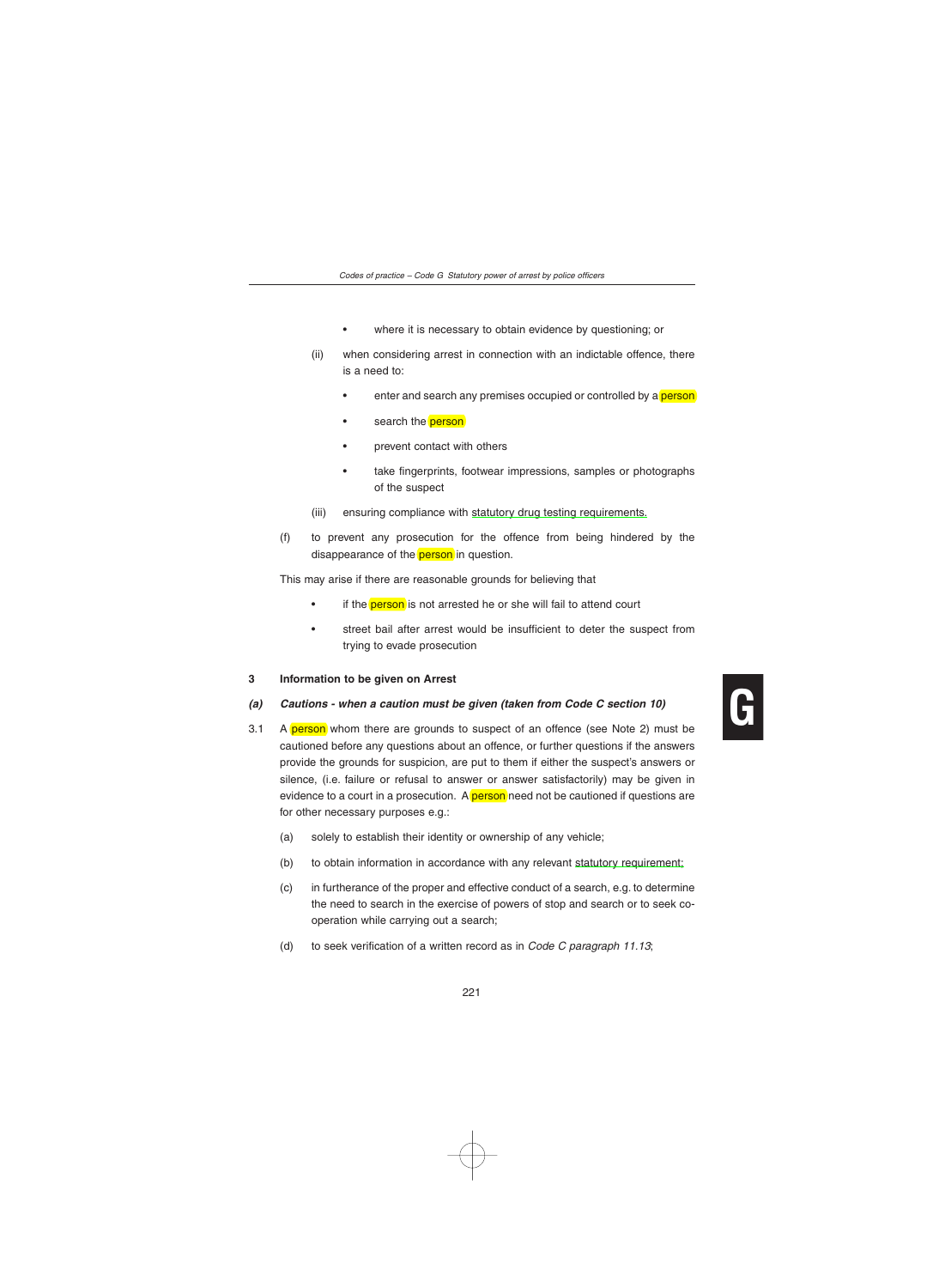- where it is necessary to obtain evidence by questioning; or

(ii) when considering arrest in connection with an indictable offence, there is a need to:

- enter and search any premises occupied or controlled by a person
- search the person
- prevent contact with others
- take fingerprints, footwear impressions, samples or photographs of the suspect

(iii) ensuring compliance with statutory drug testing requirements.

(f) to prevent any prosecution for the offence from being hindered by the disappearance of the person in question.

This may arise if there are reasonable grounds for believing that

- if the person is not arrested he or she will fail to attend court
- street bail after arrest would be insufficient to deter the suspect from trying to evade prosecution

### 3 Information to be given on Arrest

#### *(a) Cautions - when a caution must be given (taken from Code C section 10)*

3.1 A person whom there are grounds to suspect of an offence (see Note 2) must be cautioned before any questions about an offence, or further questions if the answers provide the grounds for suspicion, are put to them if either the suspect's answers or silence, (i.e. failure or refusal to answer or answer satisfactorily) may be given in evidence to a court in a prosecution. A person need not be cautioned if questions are for other necessary purposes e.g.:

(a) solely to establish their identity or ownership of any vehicle;

(b) to obtain information in accordance with any relevant statutory requirement;

(c) in furtherance of the proper and effective conduct of a search, e.g. to determine the need to search in the exercise of powers of stop and search or to seek co-operation while carrying out a search;

(d) to seek verification of a written record as in *Code C paragraph 11.13*;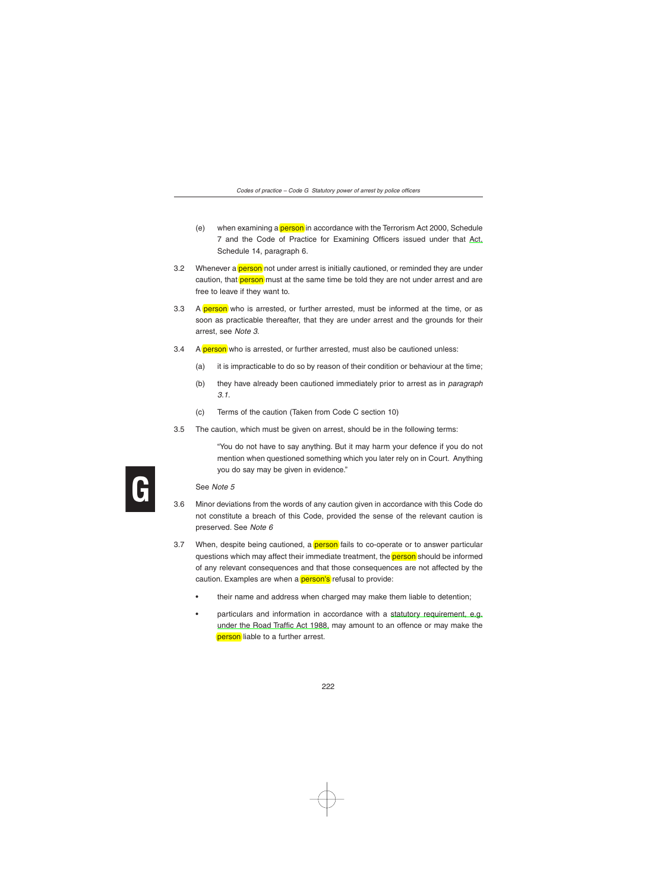(e) when examining a person in accordance with the Terrorism Act 2000, Schedule 7 and the Code of Practice for Examining Officers issued under that Act, Schedule 14, paragraph 6.

3.2 Whenever a person not under arrest is initially cautioned, or reminded they are under caution, that person must at the same time be told they are not under arrest and are free to leave if they want to.

3.3 A person who is arrested, or further arrested, must be informed at the time, or as soon as practicable thereafter, that they are under arrest and the grounds for their arrest, see *Note 3*.

3.4 A person who is arrested, or further arrested, must also be cautioned unless:

(a) it is impracticable to do so by reason of their condition or behaviour at the time;

(b) they have already been cautioned immediately prior to arrest as in *paragraph 3.1*.

(c) Terms of the caution (Taken from Code C section 10)

3.5 The caution, which must be given on arrest, should be in the following terms:

> "You do not have to say anything. But it may harm your defence if you do not mention when questioned something which you later rely on in Court. Anything you do say may be given in evidence."

See *Note 5*

3.6 Minor deviations from the words of any caution given in accordance with this Code do not constitute a breach of this Code, provided the sense of the relevant caution is preserved. See *Note 6*

3.7 When, despite being cautioned, a person fails to co-operate or to answer particular questions which may affect their immediate treatment, the person should be informed of any relevant consequences and that those consequences are not affected by the caution. Examples are when a person's refusal to provide:

- their name and address when charged may make them liable to detention;
- particulars and information in accordance with a statutory requirement, e.g. under the Road Traffic Act 1988, may amount to an offence or may make the person liable to a further arrest.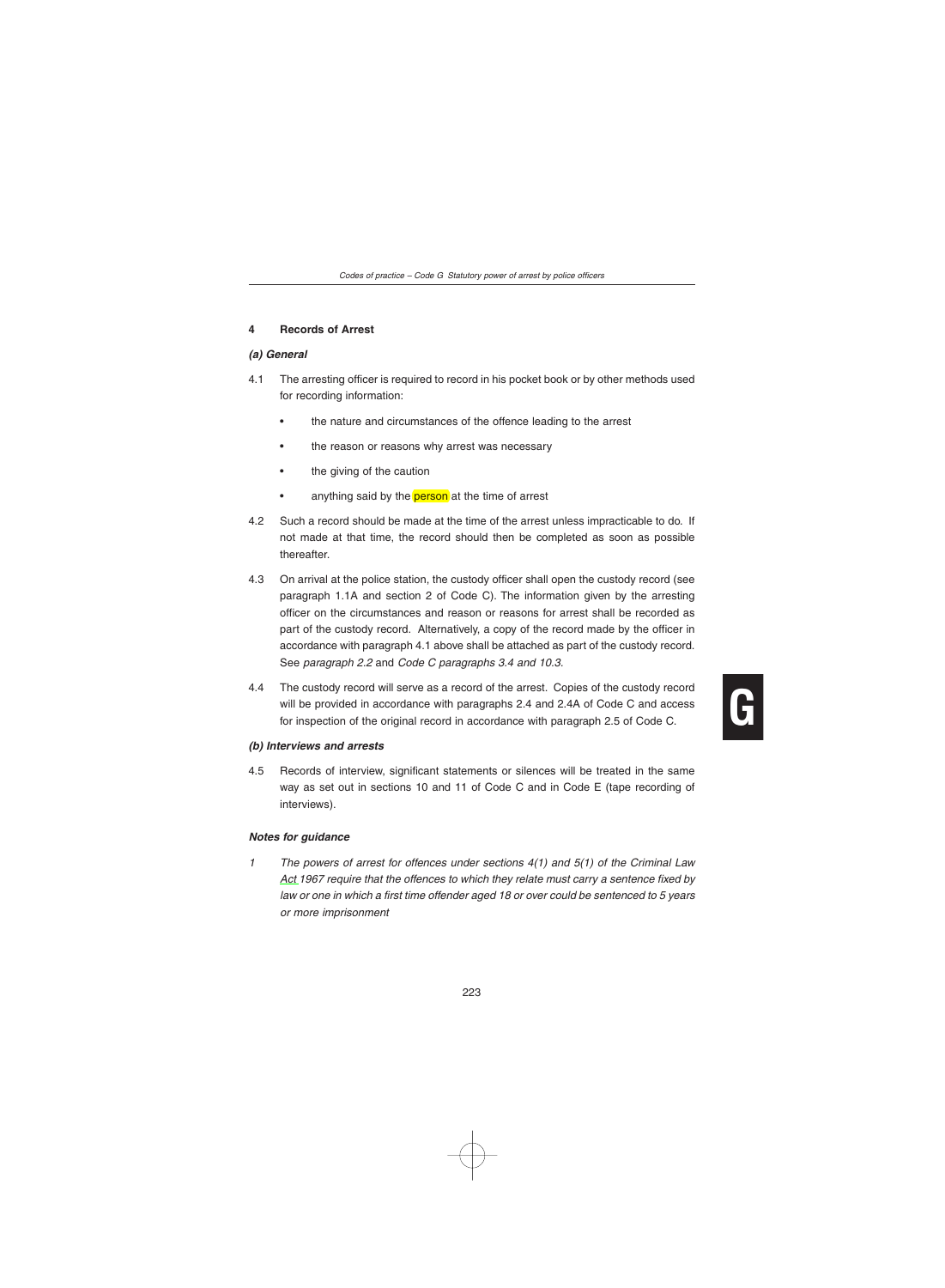### 4 Records of Arrest

#### *(a) General*

4.1 The arresting officer is required to record in his pocket book or by other methods used for recording information:

- the nature and circumstances of the offence leading to the arrest
- the reason or reasons why arrest was necessary
- the giving of the caution
- anything said by the person at the time of arrest

4.2 Such a record should be made at the time of the arrest unless impracticable to do. If not made at that time, the record should then be completed as soon as possible thereafter.

4.3 On arrival at the police station, the custody officer shall open the custody record (see paragraph 1.1A and section 2 of Code C). The information given by the arresting officer on the circumstances and reason or reasons for arrest shall be recorded as part of the custody record. Alternatively, a copy of the record made by the officer in accordance with paragraph 4.1 above shall be attached as part of the custody record. See *paragraph 2.2* and *Code C paragraphs 3.4 and 10.3*.

4.4 The custody record will serve as a record of the arrest. Copies of the custody record will be provided in accordance with paragraphs 2.4 and 2.4A of Code C and access for inspection of the original record in accordance with paragraph 2.5 of Code C.

#### *(b) Interviews and arrests*

4.5 Records of interview, significant statements or silences will be treated in the same way as set out in sections 10 and 11 of Code C and in Code E (tape recording of interviews).

#### *Notes for guidance*

*1 The powers of arrest for offences under sections 4(1) and 5(1) of the Criminal Law Act 1967 require that the offences to which they relate must carry a sentence fixed by law or one in which a first time offender aged 18 or over could be sentenced to 5 years or more imprisonment*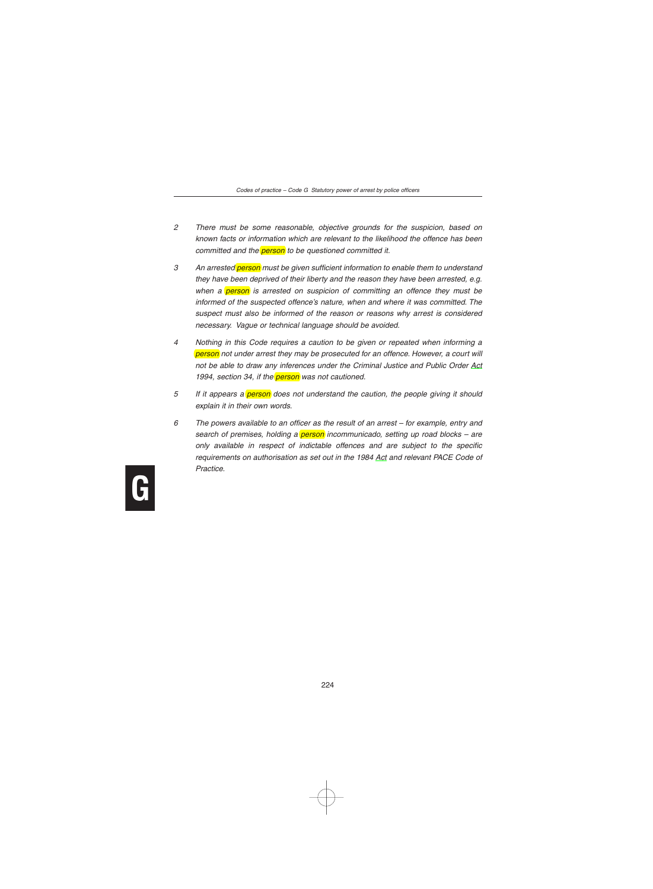2 *There must be some reasonable, objective grounds for the suspicion, based on known facts or information which are relevant to the likelihood the offence has been committed and the person to be questioned committed it.*

3 *An arrested person must be given sufficient information to enable them to understand they have been deprived of their liberty and the reason they have been arrested, e.g. when a person is arrested on suspicion of committing an offence they must be informed of the suspected offence's nature, when and where it was committed. The suspect must also be informed of the reason or reasons why arrest is considered necessary. Vague or technical language should be avoided.*

4 *Nothing in this Code requires a caution to be given or repeated when informing a person not under arrest they may be prosecuted for an offence. However, a court will not be able to draw any inferences under the Criminal Justice and Public Order Act 1994, section 34, if the person was not cautioned.*

5 *If it appears a person does not understand the caution, the people giving it should explain it in their own words.*

6 *The powers available to an officer as the result of an arrest – for example, entry and search of premises, holding a person incommunicado, setting up road blocks – are only available in respect of indictable offences and are subject to the specific requirements on authorisation as set out in the 1984 Act and relevant PACE Code of Practice.*